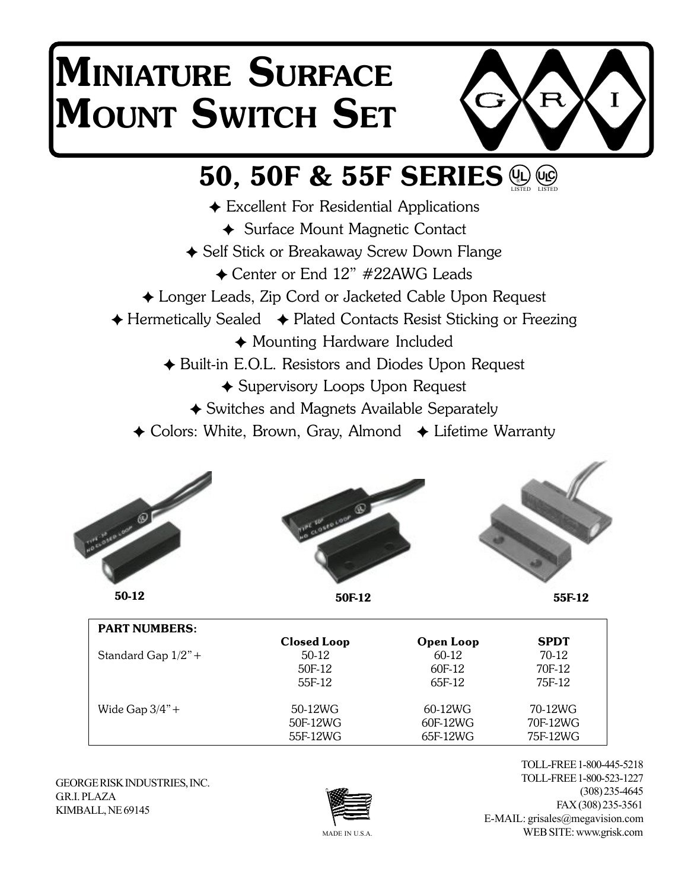# MINIATURE SURFACE MOUNT SWITCH SET

## 50, 50F & 55F SERIES

UL LISTED ULC LISTED

- ✦ Excellent For Residential Applications
- ✦ Surface Mount Magnetic Contact
- ✦ Self Stick or Breakaway Screw Down Flange
- ✦ Center or End 12" #22AWG Leads
- ✦ Longer Leads, Zip Cord or Jacketed Cable Upon Request
- ✦ Hermetically Sealed ✦ Plated Contacts Resist Sticking or Freezing
- ✦ Mounting Hardware Included
- ✦ Built-in E.O.L. Resistors and Diodes Upon Request
- ✦ Supervisory Loops Upon Request
- ✦ Switches and Magnets Available Separately
- ✦ Colors: White, Brown, Gray, Almond ✦ Lifetime Warranty

50-12

50F-12

55F-12

| PART NUMBERS: | Closed Loop | Open Loop | SPDT |
|---|---|---|---|
| Standard Gap 1/2" + | 50-12 | 60-12 | 70-12 |
| | 50F-12 | 60F-12 | 70F-12 |
| | 55F-12 | 65F-12 | 75F-12 |
| Wide Gap 3/4" + | 50-12WG | 60-12WG | 70-12WG |
| | 50F-12WG | 60F-12WG | 70F-12WG |
| | 55F-12WG | 65F-12WG | 75F-12WG |

GEORGE RISK INDUSTRIES, INC.
G.R.I. PLAZA
KIMBALL, NE 69145

MADE IN U.S.A.

TOLL-FREE 1-800-445-5218
TOLL-FREE 1-800-523-1227
(308) 235-4645
FAX (308) 235-3561
E-MAIL: grisales@megavision.com
WEB SITE: www.grisk.com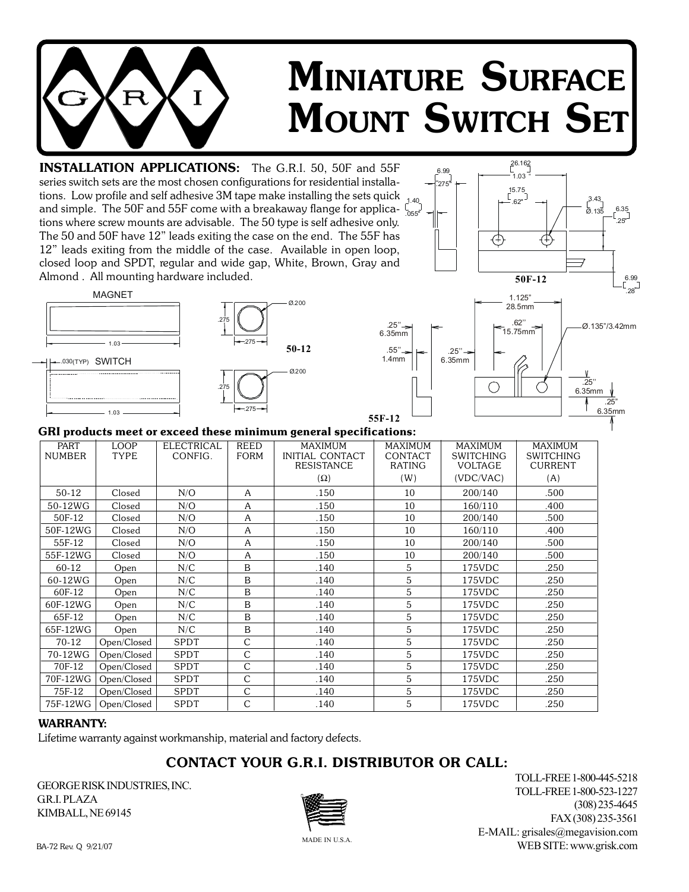# MINIATURE SURFACE MOUNT SWITCH SET

**INSTALLATION APPLICATIONS:** The G.R.I. 50, 50F and 55F series switch sets are the most chosen configurations for residential installations. Low profile and self adhesive 3M tape make installing the sets quick and simple. The 50F and 55F come with a breakaway flange for applications where screw mounts are advisable. The 50 type is self adhesive only. The 50 and 50F have 12" leads exiting the case on the end. The 55F has 12" leads exiting from the middle of the case. Available in open loop, closed loop and SPDT, regular and wide gap, White, Brown, Gray and Almond . All mounting hardware included.

6.99
.275"
1.40
.055"
26.162
1.03 "
15.75
.62"
3.43
Ø.135
6.35
.25"
6.99
.28"
**50F-12**

MAGNET
1.03
.030(TYP) SWITCH
1.03
.275
.275
Ø.200
.275
.275
Ø.200
**50-12**

1.125"
28.5mm
.25"
6.35mm
.62"
15.75mm
Ø.135"/3.42mm
.55"
1.4mm
.25"
6.35mm
.25"
6.35mm
.25"
6.35mm
**55F-12**

**GRI products meet or exceed these minimum general specifications:**

| PART NUMBER | LOOP TYPE | ELECTRICAL CONFIG. | REED FORM | MAXIMUM INITIAL CONTACT RESISTANCE (Ω) | MAXIMUM CONTACT RATING (W) | MAXIMUM SWITCHING VOLTAGE (VDC/VAC) | MAXIMUM SWITCHING CURRENT (A) |
|---|---|---|---|---|---|---|---|
| 50-12 | Closed | N/O | A | .150 | 10 | 200/140 | .500 |
| 50-12WG | Closed | N/O | A | .150 | 10 | 160/110 | .400 |
| 50F-12 | Closed | N/O | A | .150 | 10 | 200/140 | .500 |
| 50F-12WG | Closed | N/O | A | .150 | 10 | 160/110 | .400 |
| 55F-12 | Closed | N/O | A | .150 | 10 | 200/140 | .500 |
| 55F-12WG | Closed | N/O | A | .150 | 10 | 200/140 | .500 |
| 60-12 | Open | N/C | B | .140 | 5 | 175VDC | .250 |
| 60-12WG | Open | N/C | B | .140 | 5 | 175VDC | .250 |
| 60F-12 | Open | N/C | B | .140 | 5 | 175VDC | .250 |
| 60F-12WG | Open | N/C | B | .140 | 5 | 175VDC | .250 |
| 65F-12 | Open | N/C | B | .140 | 5 | 175VDC | .250 |
| 65F-12WG | Open | N/C | B | .140 | 5 | 175VDC | .250 |
| 70-12 | Open/Closed | SPDT | C | .140 | 5 | 175VDC | .250 |
| 70-12WG | Open/Closed | SPDT | C | .140 | 5 | 175VDC | .250 |
| 70F-12 | Open/Closed | SPDT | C | .140 | 5 | 175VDC | .250 |
| 70F-12WG | Open/Closed | SPDT | C | .140 | 5 | 175VDC | .250 |
| 75F-12 | Open/Closed | SPDT | C | .140 | 5 | 175VDC | .250 |
| 75F-12WG | Open/Closed | SPDT | C | .140 | 5 | 175VDC | .250 |

**WARRANTY:**

Lifetime warranty against workmanship, material and factory defects.

## CONTACT YOUR G.R.I. DISTRIBUTOR OR CALL:

GEORGE RISK INDUSTRIES, INC.
G.R.I. PLAZA
KIMBALL, NE 69145

MADE IN U.S.A.

TOLL-FREE 1-800-445-5218
TOLL-FREE 1-800-523-1227
(308) 235-4645
FAX (308) 235-3561
E-MAIL: grisales@megavision.com
WEB SITE: www.grisk.com

BA-72 Rev. Q 9/21/07